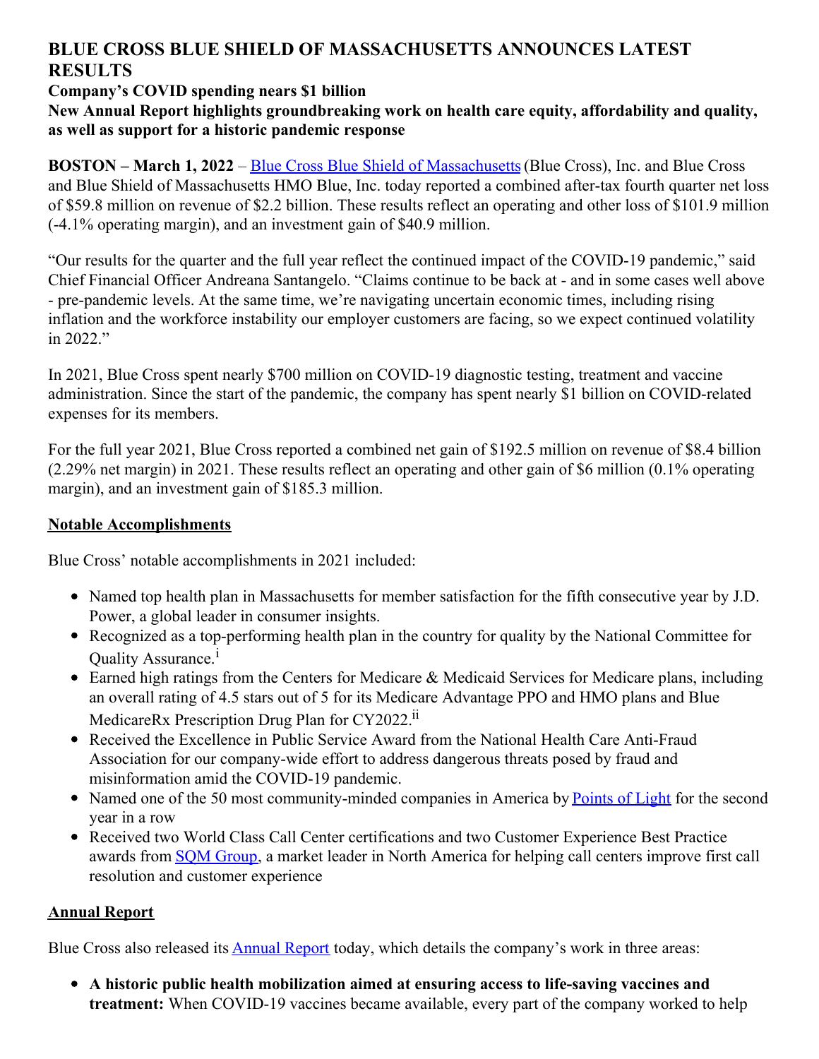# BLUE CROSS BLUE SHIELD OF MASSACHUSETTS ANNOUNCES LATEST RESULTS

**Company's COVID spending nears $1 billion**

**New Annual Report highlights groundbreaking work on health care equity, affordability and quality, as well as support for a historic pandemic response**

**BOSTON – March 1, 2022** – Blue Cross Blue Shield of Massachusetts (Blue Cross), Inc. and Blue Cross and Blue Shield of Massachusetts HMO Blue, Inc. today reported a combined after-tax fourth quarter net loss of $59.8 million on revenue of $2.2 billion. These results reflect an operating and other loss of $101.9 million (-4.1% operating margin), and an investment gain of $40.9 million.

"Our results for the quarter and the full year reflect the continued impact of the COVID-19 pandemic," said Chief Financial Officer Andreana Santangelo. "Claims continue to be back at - and in some cases well above - pre-pandemic levels. At the same time, we're navigating uncertain economic times, including rising inflation and the workforce instability our employer customers are facing, so we expect continued volatility in 2022."

In 2021, Blue Cross spent nearly $700 million on COVID-19 diagnostic testing, treatment and vaccine administration. Since the start of the pandemic, the company has spent nearly $1 billion on COVID-related expenses for its members.

For the full year 2021, Blue Cross reported a combined net gain of $192.5 million on revenue of $8.4 billion (2.29% net margin) in 2021. These results reflect an operating and other gain of $6 million (0.1% operating margin), and an investment gain of $185.3 million.

## Notable Accomplishments

Blue Cross' notable accomplishments in 2021 included:

- Named top health plan in Massachusetts for member satisfaction for the fifth consecutive year by J.D. Power, a global leader in consumer insights.
- Recognized as a top-performing health plan in the country for quality by the National Committee for Quality Assurance.[i]
- Earned high ratings from the Centers for Medicare & Medicaid Services for Medicare plans, including an overall rating of 4.5 stars out of 5 for its Medicare Advantage PPO and HMO plans and Blue MedicareRx Prescription Drug Plan for CY2022.[ii]
- Received the Excellence in Public Service Award from the National Health Care Anti-Fraud Association for our company-wide effort to address dangerous threats posed by fraud and misinformation amid the COVID-19 pandemic.
- Named one of the 50 most community-minded companies in America by Points of Light for the second year in a row
- Received two World Class Call Center certifications and two Customer Experience Best Practice awards from SQM Group, a market leader in North America for helping call centers improve first call resolution and customer experience

## Annual Report

Blue Cross also released its Annual Report today, which details the company's work in three areas:

- **A historic public health mobilization aimed at ensuring access to life-saving vaccines and treatment:** When COVID-19 vaccines became available, every part of the company worked to help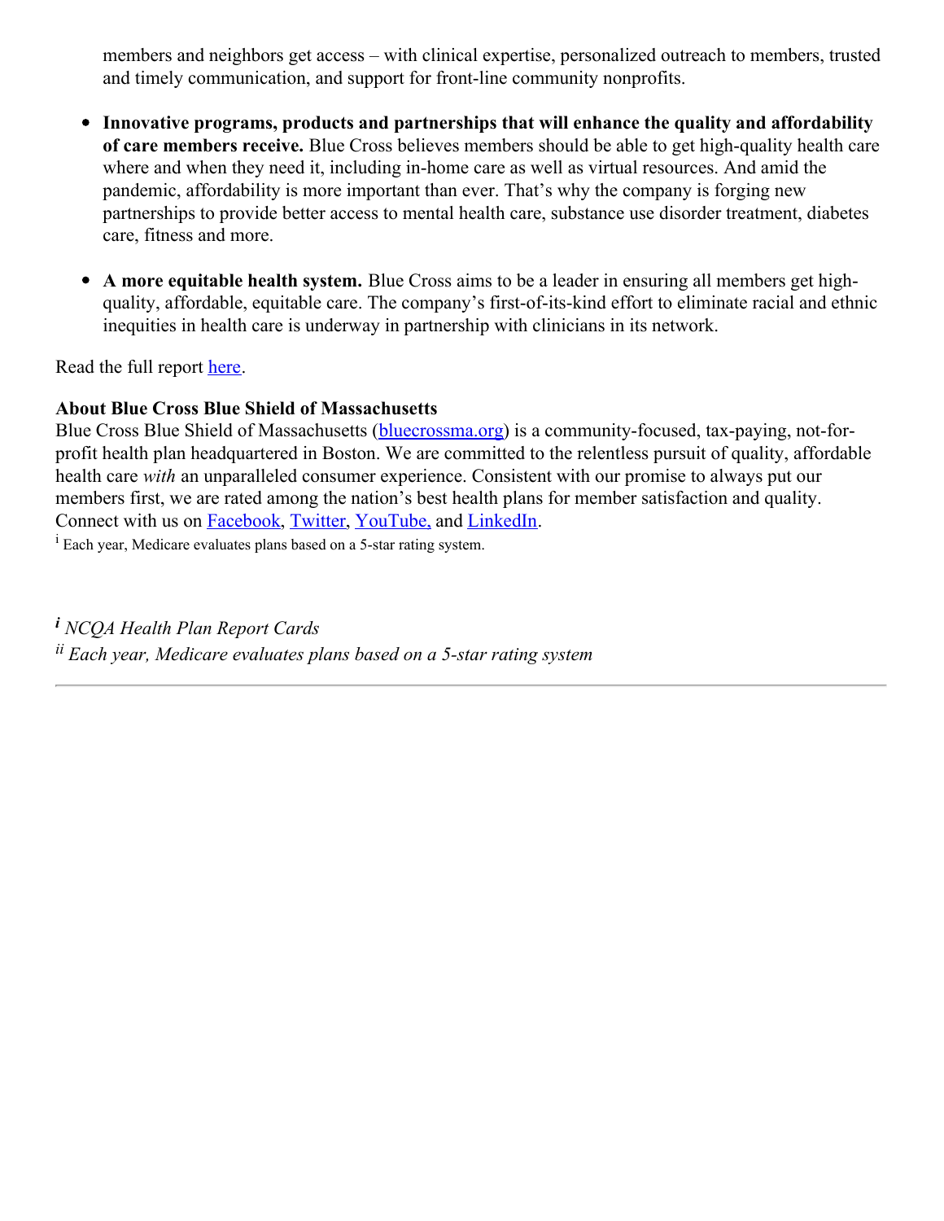members and neighbors get access – with clinical expertise, personalized outreach to members, trusted and timely communication, and support for front-line community nonprofits.

- **Innovative programs, products and partnerships that will enhance the quality and affordability of care members receive.** Blue Cross believes members should be able to get high-quality health care where and when they need it, including in-home care as well as virtual resources. And amid the pandemic, affordability is more important than ever. That's why the company is forging new partnerships to provide better access to mental health care, substance use disorder treatment, diabetes care, fitness and more.

- **A more equitable health system.** Blue Cross aims to be a leader in ensuring all members get high-quality, affordable, equitable care. The company's first-of-its-kind effort to eliminate racial and ethnic inequities in health care is underway in partnership with clinicians in its network.

Read the full report here.

**About Blue Cross Blue Shield of Massachusetts**
Blue Cross Blue Shield of Massachusetts (bluecrossma.org) is a community-focused, tax-paying, not-for-profit health plan headquartered in Boston. We are committed to the relentless pursuit of quality, affordable health care *with* an unparalleled consumer experience. Consistent with our promise to always put our members first, we are rated among the nation's best health plans for member satisfaction and quality. Connect with us on Facebook, Twitter, YouTube, and LinkedIn.

[i] Each year, Medicare evaluates plans based on a 5-star rating system.

[i] *NCQA Health Plan Report Cards*

[ii] *Each year, Medicare evaluates plans based on a 5-star rating system*